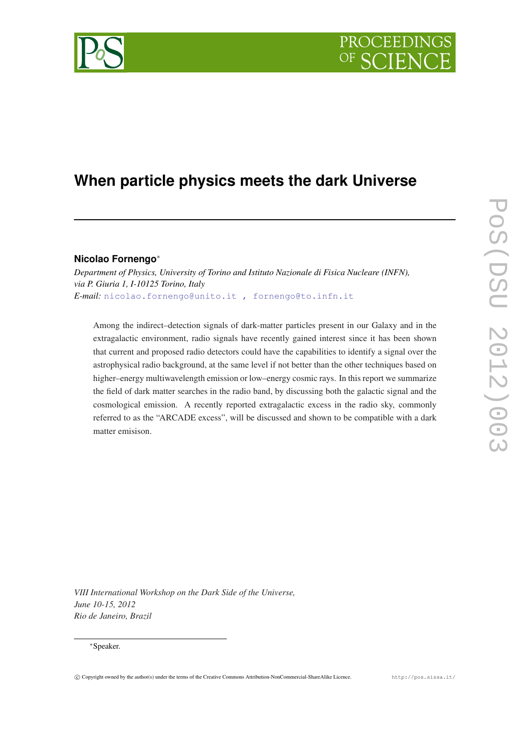# When particle physics meets the dark Universe

**Nicolao Fornengo**[*]

*Department of Physics, University of Torino and Istituto Nazionale di Fisica Nucleare (INFN), via P. Giuria 1, I-10125 Torino, Italy*

*E-mail:* nicolao.fornengo@unito.it , fornengo@to.infn.it

Among the indirect–detection signals of dark-matter particles present in our Galaxy and in the extragalactic environment, radio signals have recently gained interest since it has been shown that current and proposed radio detectors could have the capabilities to identify a signal over the astrophysical radio background, at the same level if not better than the other techniques based on higher–energy multiwavelength emission or low–energy cosmic rays. In this report we summarize the field of dark matter searches in the radio band, by discussing both the galactic signal and the cosmological emission. A recently reported extragalactic excess in the radio sky, commonly referred to as the "ARCADE excess", will be discussed and shown to be compatible with a dark matter emisison.

*VIII International Workshop on the Dark Side of the Universe,*
*June 10-15, 2012*
*Rio de Janeiro, Brazil*

[*] Speaker.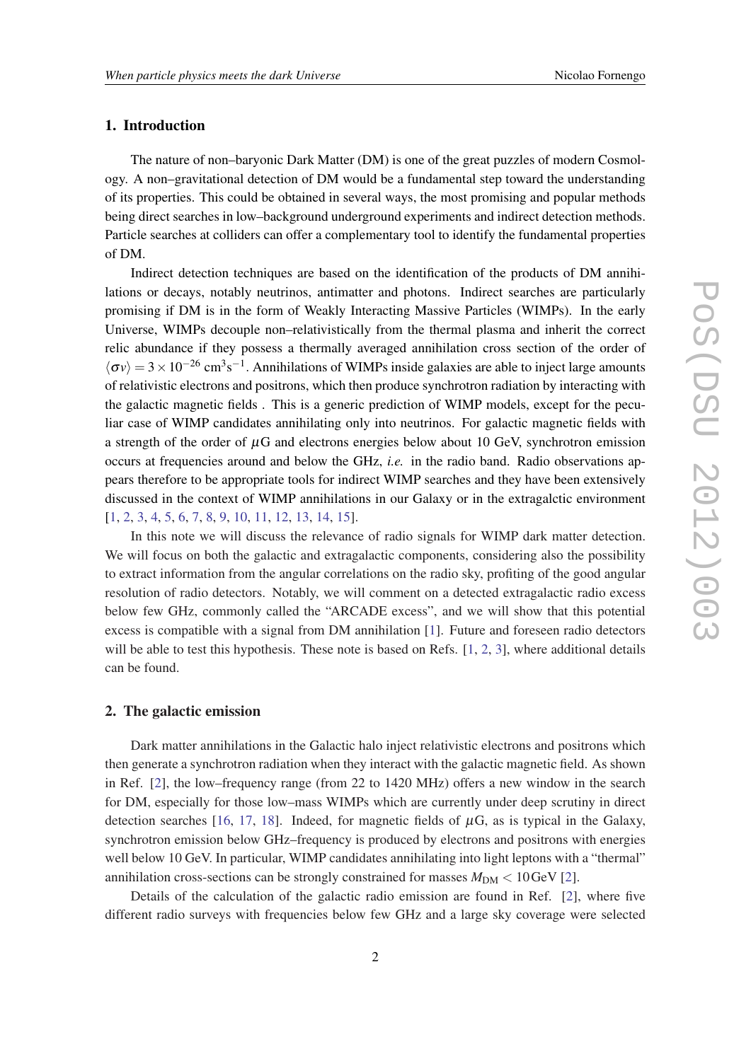## 1. Introduction

The nature of non–baryonic Dark Matter (DM) is one of the great puzzles of modern Cosmology. A non–gravitational detection of DM would be a fundamental step toward the understanding of its properties. This could be obtained in several ways, the most promising and popular methods being direct searches in low–background underground experiments and indirect detection methods. Particle searches at colliders can offer a complementary tool to identify the fundamental properties of DM.

Indirect detection techniques are based on the identification of the products of DM annihilations or decays, notably neutrinos, antimatter and photons. Indirect searches are particularly promising if DM is in the form of Weakly Interacting Massive Particles (WIMPs). In the early Universe, WIMPs decouple non–relativistically from the thermal plasma and inherit the correct relic abundance if they possess a thermally averaged annihilation cross section of the order of $\langle \sigma v \rangle = 3 \times 10^{-26}$ cm$^3$s$^{-1}$. Annihilations of WIMPs inside galaxies are able to inject large amounts of relativistic electrons and positrons, which then produce synchrotron radiation by interacting with the galactic magnetic fields . This is a generic prediction of WIMP models, except for the peculiar case of WIMP candidates annihilating only into neutrinos. For galactic magnetic fields with a strength of the order of $\mu$G and electrons energies below about 10 GeV, synchrotron emission occurs at frequencies around and below the GHz, *i.e.* in the radio band. Radio observations appears therefore to be appropriate tools for indirect WIMP searches and they have been extensively discussed in the context of WIMP annihilations in our Galaxy or in the extragalctic environment [1, 2, 3, 4, 5, 6, 7, 8, 9, 10, 11, 12, 13, 14, 15].

In this note we will discuss the relevance of radio signals for WIMP dark matter detection. We will focus on both the galactic and extragalactic components, considering also the possibility to extract information from the angular correlations on the radio sky, profiting of the good angular resolution of radio detectors. Notably, we will comment on a detected extragalactic radio excess below few GHz, commonly called the "ARCADE excess", and we will show that this potential excess is compatible with a signal from DM annihilation [1]. Future and foreseen radio detectors will be able to test this hypothesis. These note is based on Refs. [1, 2, 3], where additional details can be found.

## 2. The galactic emission

Dark matter annihilations in the Galactic halo inject relativistic electrons and positrons which then generate a synchrotron radiation when they interact with the galactic magnetic field. As shown in Ref. [2], the low–frequency range (from 22 to 1420 MHz) offers a new window in the search for DM, especially for those low–mass WIMPs which are currently under deep scrutiny in direct detection searches [16, 17, 18]. Indeed, for magnetic fields of $\mu$G, as is typical in the Galaxy, synchrotron emission below GHz–frequency is produced by electrons and positrons with energies well below 10 GeV. In particular, WIMP candidates annihilating into light leptons with a "thermal" annihilation cross-sections can be strongly constrained for masses $M_{\rm DM} < 10\,$GeV [2].

Details of the calculation of the galactic radio emission are found in Ref. [2], where five different radio surveys with frequencies below few GHz and a large sky coverage were selected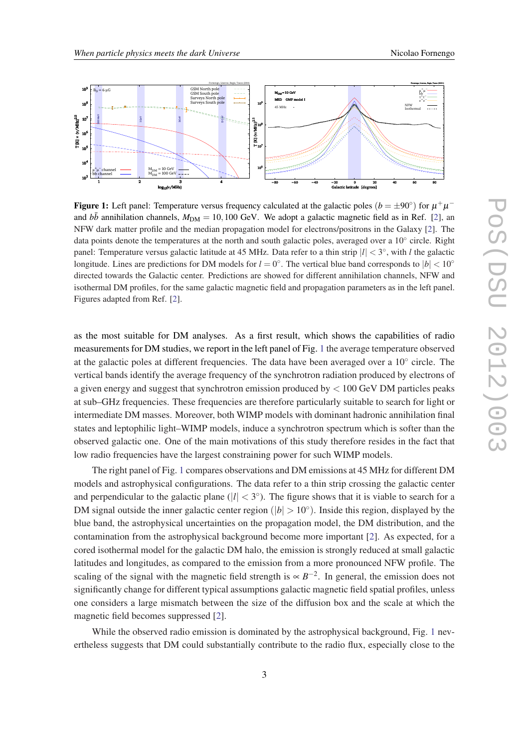**Figure 1:** Left panel: Temperature versus frequency calculated at the galactic poles ($b = \pm 90^\circ$) for $\mu^+\mu^-$ and $b\bar{b}$ annihilation channels, $M_{\rm DM} = 10, 100$ GeV. We adopt a galactic magnetic field as in Ref. [2], an NFW dark matter profile and the median propagation model for electrons/positrons in the Galaxy [2]. The data points denote the temperatures at the north and south galactic poles, averaged over a $10^\circ$ circle. Right panel: Temperature versus galactic latitude at 45 MHz. Data refer to a thin strip $|l| < 3^\circ$, with $l$ the galactic longitude. Lines are predictions for DM models for $l = 0^\circ$. The vertical blue band corresponds to $|b| < 10^\circ$ directed towards the Galactic center. Predictions are showed for different annihilation channels, NFW and isothermal DM profiles, for the same galactic magnetic field and propagation parameters as in the left panel. Figures adapted from Ref. [2].

as the most suitable for DM analyses. As a first result, which shows the capabilities of radio measurements for DM studies, we report in the left panel of Fig. 1 the average temperature observed at the galactic poles at different frequencies. The data have been averaged over a $10^\circ$ circle. The vertical bands identify the average frequency of the synchrotron radiation produced by electrons of a given energy and suggest that synchrotron emission produced by $< 100$ GeV DM particles peaks at sub–GHz frequencies. These frequencies are therefore particularly suitable to search for light or intermediate DM masses. Moreover, both WIMP models with dominant hadronic annihilation final states and leptophilic light–WIMP models, induce a synchrotron spectrum which is softer than the observed galactic one. One of the main motivations of this study therefore resides in the fact that low radio frequencies have the largest constraining power for such WIMP models.

The right panel of Fig. 1 compares observations and DM emissions at 45 MHz for different DM models and astrophysical configurations. The data refer to a thin strip crossing the galactic center and perpendicular to the galactic plane ($|l| < 3^\circ$). The figure shows that it is viable to search for a DM signal outside the inner galactic center region ($|b| > 10^\circ$). Inside this region, displayed by the blue band, the astrophysical uncertainties on the propagation model, the DM distribution, and the contamination from the astrophysical background become more important [2]. As expected, for a cored isothermal model for the galactic DM halo, the emission is strongly reduced at small galactic latitudes and longitudes, as compared to the emission from a more pronounced NFW profile. The scaling of the signal with the magnetic field strength is $\propto B^{-2}$. In general, the emission does not significantly change for different typical assumptions galactic magnetic field spatial profiles, unless one considers a large mismatch between the size of the diffusion box and the scale at which the magnetic field becomes suppressed [2].

While the observed radio emission is dominated by the astrophysical background, Fig. 1 nevertheless suggests that DM could substantially contribute to the radio flux, especially close to the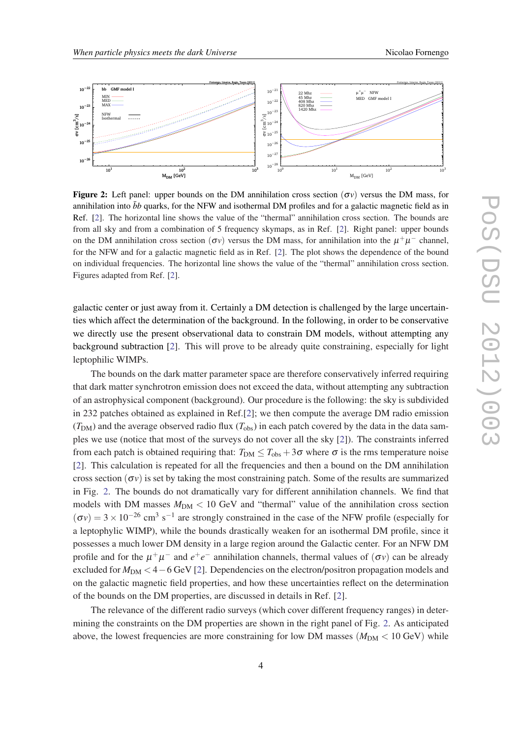**Figure 2:** Left panel: upper bounds on the DM annihilation cross section $(\sigma v)$ versus the DM mass, for annihilation into $\bar{b}b$ quarks, for the NFW and isothermal DM profiles and for a galactic magnetic field as in Ref. [2]. The horizontal line shows the value of the "thermal" annihilation cross section. The bounds are from all sky and from a combination of 5 frequency skymaps, as in Ref. [2]. Right panel: upper bounds on the DM annihilation cross section $(\sigma v)$ versus the DM mass, for annihilation into the $\mu^+\mu^-$ channel, for the NFW and for a galactic magnetic field as in Ref. [2]. The plot shows the dependence of the bound on individual frequencies. The horizontal line shows the value of the "thermal" annihilation cross section. Figures adapted from Ref. [2].

galactic center or just away from it. Certainly a DM detection is challenged by the large uncertainties which affect the determination of the background. In the following, in order to be conservative we directly use the present observational data to constrain DM models, without attempting any background subtraction [2]. This will prove to be already quite constraining, especially for light leptophilic WIMPs.

The bounds on the dark matter parameter space are therefore conservatively inferred requiring that dark matter synchrotron emission does not exceed the data, without attempting any subtraction of an astrophysical component (background). Our procedure is the following: the sky is subdivided in 232 patches obtained as explained in Ref.[2]; we then compute the average DM radio emission ($T_{\rm DM}$) and the average observed radio flux ($T_{\rm obs}$) in each patch covered by the data in the data samples we use (notice that most of the surveys do not cover all the sky [2]). The constraints inferred from each patch is obtained requiring that: $T_{\rm DM} \leq T_{\rm obs} + 3\sigma$ where $\sigma$ is the rms temperature noise [2]. This calculation is repeated for all the frequencies and then a bound on the DM annihilation cross section $(\sigma v)$ is set by taking the most constraining patch. Some of the results are summarized in Fig. 2. The bounds do not dramatically vary for different annihilation channels. We find that models with DM masses $M_{\rm DM} < 10$ GeV and "thermal" value of the annihilation cross section $(\sigma v) = 3 \times 10^{-26}$ cm$^3$ s$^{-1}$ are strongly constrained in the case of the NFW profile (especially for a leptophylic WIMP), while the bounds drastically weaken for an isothermal DM profile, since it possesses a much lower DM density in a large region around the Galactic center. For an NFW DM profile and for the $\mu^+\mu^-$ and $e^+e^-$ annihilation channels, thermal values of $(\sigma v)$ can be already excluded for $M_{\rm DM} < 4-6$ GeV [2]. Dependencies on the electron/positron propagation models and on the galactic magnetic field properties, and how these uncertainties reflect on the determination of the bounds on the DM properties, are discussed in details in Ref. [2].

The relevance of the different radio surveys (which cover different frequency ranges) in determining the constraints on the DM properties are shown in the right panel of Fig. 2. As anticipated above, the lowest frequencies are more constraining for low DM masses ($M_{\rm DM} < 10$ GeV) while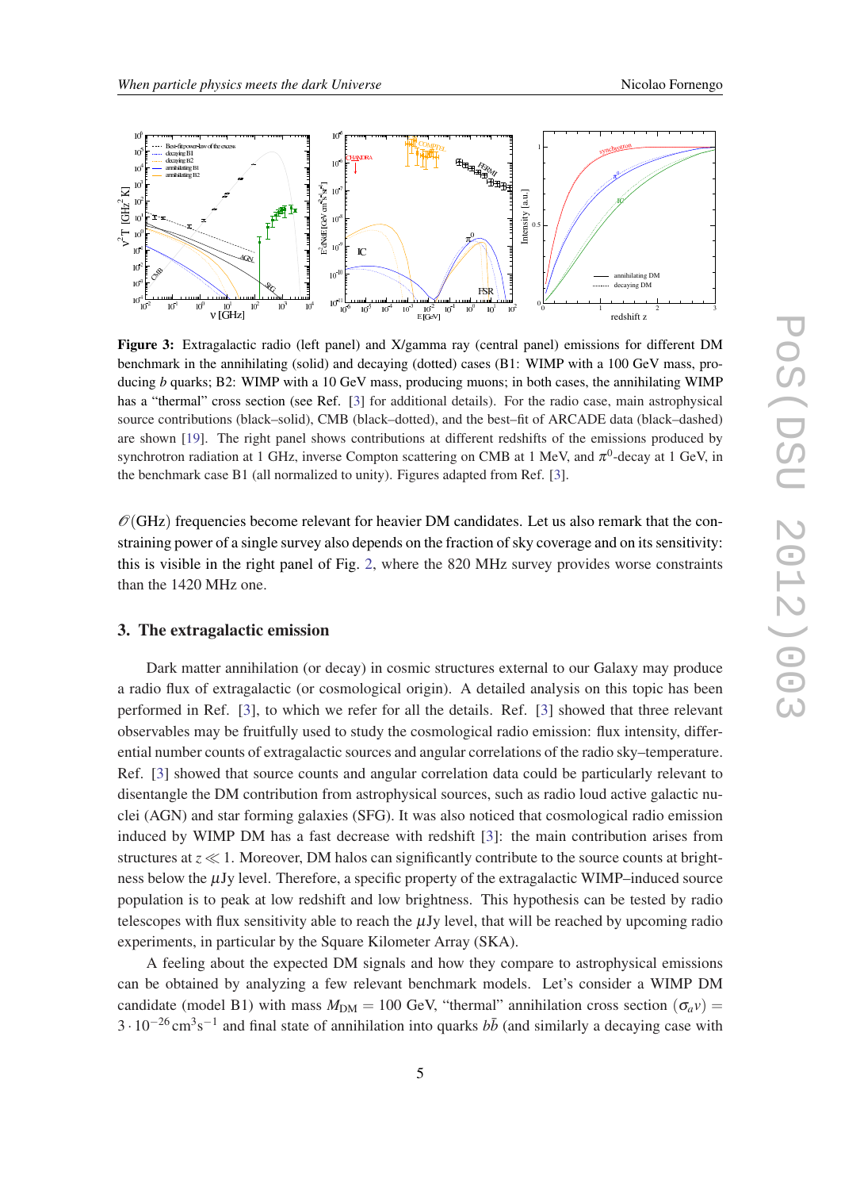**Figure 3:** Extragalactic radio (left panel) and X/gamma ray (central panel) emissions for different DM benchmark in the annihilating (solid) and decaying (dotted) cases (B1: WIMP with a 100 GeV mass, producing $b$ quarks; B2: WIMP with a 10 GeV mass, producing muons; in both cases, the annihilating WIMP has a "thermal" cross section (see Ref. [3] for additional details). For the radio case, main astrophysical source contributions (black–solid), CMB (black–dotted), and the best–fit of ARCADE data (black–dashed) are shown [19]. The right panel shows contributions at different redshifts of the emissions produced by synchrotron radiation at 1 GHz, inverse Compton scattering on CMB at 1 MeV, and $\pi^0$-decay at 1 GeV, in the benchmark case B1 (all normalized to unity). Figures adapted from Ref. [3].

$\mathcal{O}$(GHz) frequencies become relevant for heavier DM candidates. Let us also remark that the constraining power of a single survey also depends on the fraction of sky coverage and on its sensitivity: this is visible in the right panel of Fig. 2, where the 820 MHz survey provides worse constraints than the 1420 MHz one.

## 3. The extragalactic emission

Dark matter annihilation (or decay) in cosmic structures external to our Galaxy may produce a radio flux of extragalactic (or cosmological origin). A detailed analysis on this topic has been performed in Ref. [3], to which we refer for all the details. Ref. [3] showed that three relevant observables may be fruitfully used to study the cosmological radio emission: flux intensity, differential number counts of extragalactic sources and angular correlations of the radio sky–temperature. Ref. [3] showed that source counts and angular correlation data could be particularly relevant to disentangle the DM contribution from astrophysical sources, such as radio loud active galactic nuclei (AGN) and star forming galaxies (SFG). It was also noticed that cosmological radio emission induced by WIMP DM has a fast decrease with redshift [3]: the main contribution arises from structures at $z \ll 1$. Moreover, DM halos can significantly contribute to the source counts at brightness below the $\mu$Jy level. Therefore, a specific property of the extragalactic WIMP–induced source population is to peak at low redshift and low brightness. This hypothesis can be tested by radio telescopes with flux sensitivity able to reach the $\mu$Jy level, that will be reached by upcoming radio experiments, in particular by the Square Kilometer Array (SKA).

A feeling about the expected DM signals and how they compare to astrophysical emissions can be obtained by analyzing a few relevant benchmark models. Let's consider a WIMP DM candidate (model B1) with mass $M_{\rm DM} = 100$ GeV, "thermal" annihilation cross section $\langle \sigma_a v \rangle = 3 \cdot 10^{-26}\,\mathrm{cm}^3\mathrm{s}^{-1}$ and final state of annihilation into quarks $b\bar{b}$ (and similarly a decaying case with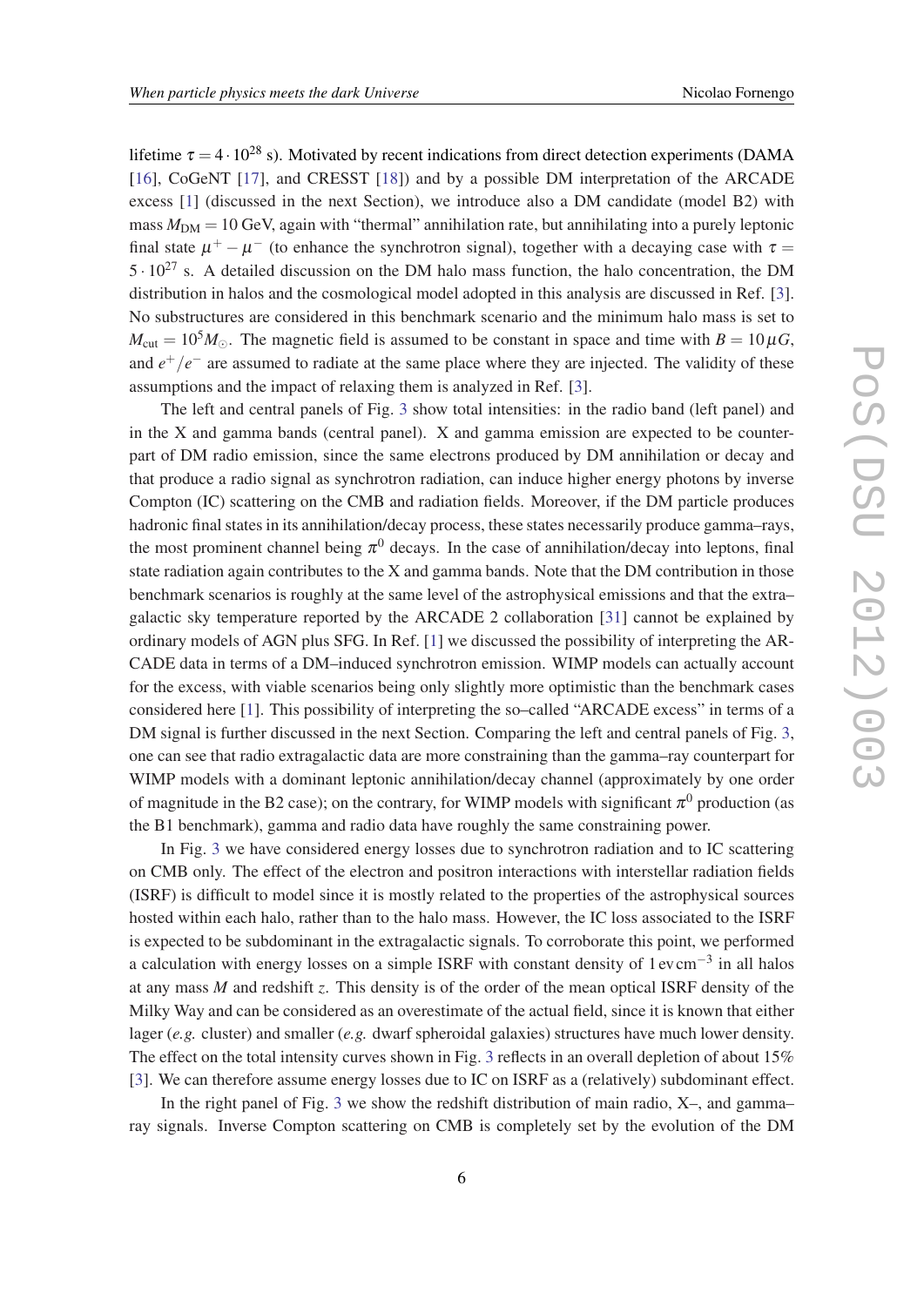lifetime $\tau = 4 \cdot 10^{28}$ s). Motivated by recent indications from direct detection experiments (DAMA [16], CoGeNT [17], and CRESST [18]) and by a possible DM interpretation of the ARCADE excess [1] (discussed in the next Section), we introduce also a DM candidate (model B2) with mass $M_{\rm DM} = 10$ GeV, again with "thermal" annihilation rate, but annihilating into a purely leptonic final state $\mu^+ - \mu^-$ (to enhance the synchrotron signal), together with a decaying case with $\tau = 5 \cdot 10^{27}$ s. A detailed discussion on the DM halo mass function, the halo concentration, the DM distribution in halos and the cosmological model adopted in this analysis are discussed in Ref. [3]. No substructures are considered in this benchmark scenario and the minimum halo mass is set to $M_{\rm cut} = 10^5 M_\odot$. The magnetic field is assumed to be constant in space and time with $B = 10\,\mu G$, and $e^+/e^-$ are assumed to radiate at the same place where they are injected. The validity of these assumptions and the impact of relaxing them is analyzed in Ref. [3].

The left and central panels of Fig. 3 show total intensities: in the radio band (left panel) and in the X and gamma bands (central panel). X and gamma emission are expected to be counterpart of DM radio emission, since the same electrons produced by DM annihilation or decay and that produce a radio signal as synchrotron radiation, can induce higher energy photons by inverse Compton (IC) scattering on the CMB and radiation fields. Moreover, if the DM particle produces hadronic final states in its annihilation/decay process, these states necessarily produce gamma–rays, the most prominent channel being $\pi^0$ decays. In the case of annihilation/decay into leptons, final state radiation again contributes to the X and gamma bands. Note that the DM contribution in those benchmark scenarios is roughly at the same level of the astrophysical emissions and that the extra–galactic sky temperature reported by the ARCADE 2 collaboration [31] cannot be explained by ordinary models of AGN plus SFG. In Ref. [1] we discussed the possibility of interpreting the ARCADE data in terms of a DM–induced synchrotron emission. WIMP models can actually account for the excess, with viable scenarios being only slightly more optimistic than the benchmark cases considered here [1]. This possibility of interpreting the so–called "ARCADE excess" in terms of a DM signal is further discussed in the next Section. Comparing the left and central panels of Fig. 3, one can see that radio extragalactic data are more constraining than the gamma–ray counterpart for WIMP models with a dominant leptonic annihilation/decay channel (approximately by one order of magnitude in the B2 case); on the contrary, for WIMP models with significant $\pi^0$ production (as the B1 benchmark), gamma and radio data have roughly the same constraining power.

In Fig. 3 we have considered energy losses due to synchrotron radiation and to IC scattering on CMB only. The effect of the electron and positron interactions with interstellar radiation fields (ISRF) is difficult to model since it is mostly related to the properties of the astrophysical sources hosted within each halo, rather than to the halo mass. However, the IC loss associated to the ISRF is expected to be subdominant in the extragalactic signals. To corroborate this point, we performed a calculation with energy losses on a simple ISRF with constant density of $1\,\mathrm{ev\,cm^{-3}}$ in all halos at any mass $M$ and redshift $z$. This density is of the order of the mean optical ISRF density of the Milky Way and can be considered as an overestimate of the actual field, since it is known that either lager (*e.g.* cluster) and smaller (*e.g.* dwarf spheroidal galaxies) structures have much lower density. The effect on the total intensity curves shown in Fig. 3 reflects in an overall depletion of about 15% [3]. We can therefore assume energy losses due to IC on ISRF as a (relatively) subdominant effect.

In the right panel of Fig. 3 we show the redshift distribution of main radio, X–, and gamma–ray signals. Inverse Compton scattering on CMB is completely set by the evolution of the DM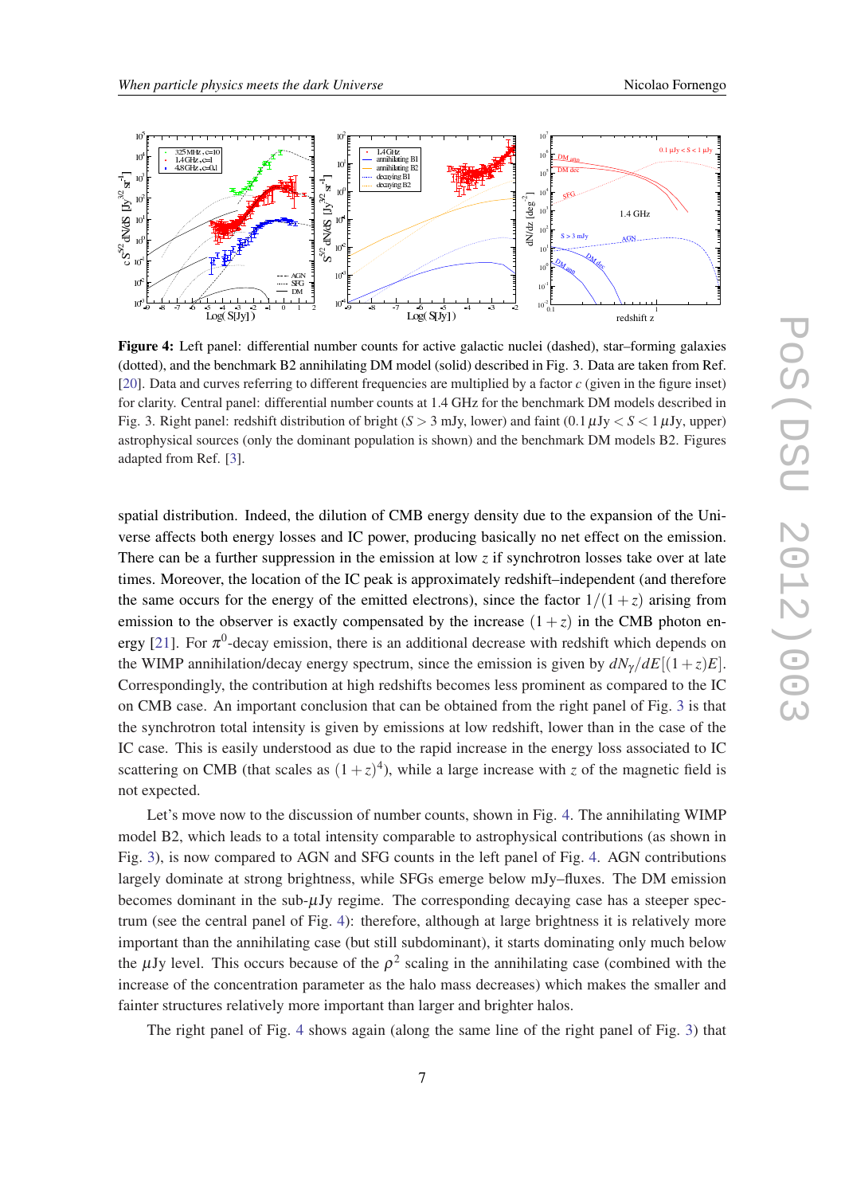**Figure 4:** Left panel: differential number counts for active galactic nuclei (dashed), star–forming galaxies (dotted), and the benchmark B2 annihilating DM model (solid) described in Fig. 3. Data are taken from Ref. [20]. Data and curves referring to different frequencies are multiplied by a factor $c$ (given in the figure inset) for clarity. Central panel: differential number counts at 1.4 GHz for the benchmark DM models described in Fig. 3. Right panel: redshift distribution of bright ($S > 3$ mJy, lower) and faint ($0.1\,\mu$Jy $< S < 1\,\mu$Jy, upper) astrophysical sources (only the dominant population is shown) and the benchmark DM models B2. Figures adapted from Ref. [3].

spatial distribution. Indeed, the dilution of CMB energy density due to the expansion of the Universe affects both energy losses and IC power, producing basically no net effect on the emission. There can be a further suppression in the emission at low $z$ if synchrotron losses take over at late times. Moreover, the location of the IC peak is approximately redshift–independent (and therefore the same occurs for the energy of the emitted electrons), since the factor $1/(1+z)$ arising from emission to the observer is exactly compensated by the increase $(1+z)$ in the CMB photon energy [21]. For $\pi^0$-decay emission, there is an additional decrease with redshift which depends on the WIMP annihilation/decay energy spectrum, since the emission is given by $dN_\gamma/dE[(1+z)E]$. Correspondingly, the contribution at high redshifts becomes less prominent as compared to the IC on CMB case. An important conclusion that can be obtained from the right panel of Fig. 3 is that the synchrotron total intensity is given by emissions at low redshift, lower than in the case of the IC case. This is easily understood as due to the rapid increase in the energy loss associated to IC scattering on CMB (that scales as $(1+z)^4$), while a large increase with $z$ of the magnetic field is not expected.

Let's move now to the discussion of number counts, shown in Fig. 4. The annihilating WIMP model B2, which leads to a total intensity comparable to astrophysical contributions (as shown in Fig. 3), is now compared to AGN and SFG counts in the left panel of Fig. 4. AGN contributions largely dominate at strong brightness, while SFGs emerge below mJy–fluxes. The DM emission becomes dominant in the sub-$\mu$Jy regime. The corresponding decaying case has a steeper spectrum (see the central panel of Fig. 4): therefore, although at large brightness it is relatively more important than the annihilating case (but still subdominant), it starts dominating only much below the $\mu$Jy level. This occurs because of the $\rho^2$ scaling in the annihilating case (combined with the increase of the concentration parameter as the halo mass decreases) which makes the smaller and fainter structures relatively more important than larger and brighter halos.

The right panel of Fig. 4 shows again (along the same line of the right panel of Fig. 3) that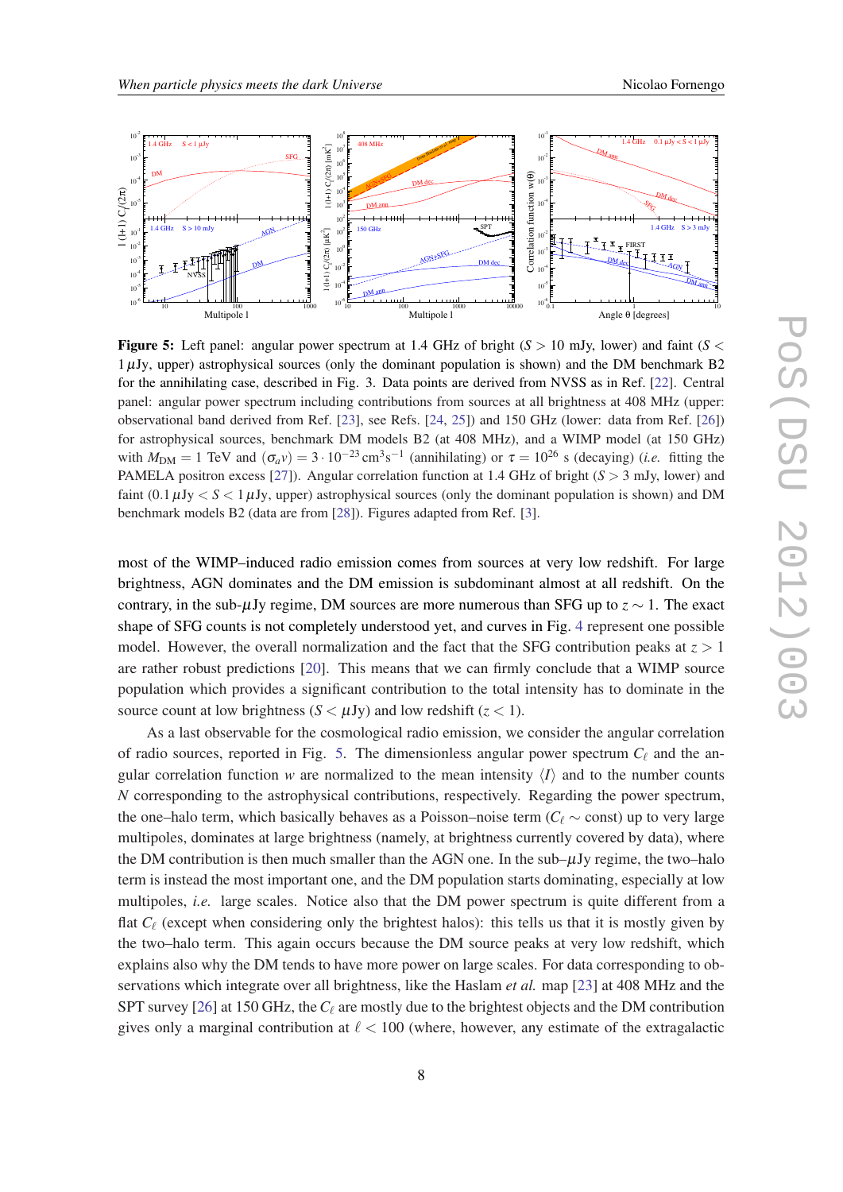**Figure 5:** Left panel: angular power spectrum at 1.4 GHz of bright ($S > 10$ mJy, lower) and faint ($S < 1\,\mu$Jy, upper) astrophysical sources (only the dominant population is shown) and the DM benchmark B2 for the annihilating case, described in Fig. 3. Data points are derived from NVSS as in Ref. [22]. Central panel: angular power spectrum including contributions from sources at all brightness at 408 MHz (upper: observational band derived from Ref. [23], see Refs. [24, 25]) and 150 GHz (lower: data from Ref. [26]) for astrophysical sources, benchmark DM models B2 (at 408 MHz), and a WIMP model (at 150 GHz) with $M_{\rm DM} = 1$ TeV and $(\sigma_a v) = 3 \cdot 10^{-23}\,{\rm cm}^3{\rm s}^{-1}$ (annihilating) or $\tau = 10^{26}$ s (decaying) (*i.e.* fitting the PAMELA positron excess [27]). Angular correlation function at 1.4 GHz of bright ($S > 3$ mJy, lower) and faint ($0.1\,\mu{\rm Jy} < S < 1\,\mu$Jy, upper) astrophysical sources (only the dominant population is shown) and DM benchmark models B2 (data are from [28]). Figures adapted from Ref. [3].

most of the WIMP–induced radio emission comes from sources at very low redshift. For large brightness, AGN dominates and the DM emission is subdominant almost at all redshift. On the contrary, in the sub-$\mu$Jy regime, DM sources are more numerous than SFG up to $z \sim 1$. The exact shape of SFG counts is not completely understood yet, and curves in Fig. 4 represent one possible model. However, the overall normalization and the fact that the SFG contribution peaks at $z > 1$ are rather robust predictions [20]. This means that we can firmly conclude that a WIMP source population which provides a significant contribution to the total intensity has to dominate in the source count at low brightness ($S < \mu$Jy) and low redshift ($z < 1$).

As a last observable for the cosmological radio emission, we consider the angular correlation of radio sources, reported in Fig. 5. The dimensionless angular power spectrum $C_\ell$ and the angular correlation function $w$ are normalized to the mean intensity $\langle I \rangle$ and to the number counts $N$ corresponding to the astrophysical contributions, respectively. Regarding the power spectrum, the one–halo term, which basically behaves as a Poisson–noise term ($C_\ell \sim$ const) up to very large multipoles, dominates at large brightness (namely, at brightness currently covered by data), where the DM contribution is then much smaller than the AGN one. In the sub–$\mu$Jy regime, the two–halo term is instead the most important one, and the DM population starts dominating, especially at low multipoles, *i.e.* large scales. Notice also that the DM power spectrum is quite different from a flat $C_\ell$ (except when considering only the brightest halos): this tells us that it is mostly given by the two–halo term. This again occurs because the DM source peaks at very low redshift, which explains also why the DM tends to have more power on large scales. For data corresponding to observations which integrate over all brightness, like the Haslam *et al.* map [23] at 408 MHz and the SPT survey [26] at 150 GHz, the $C_\ell$ are mostly due to the brightest objects and the DM contribution gives only a marginal contribution at $\ell < 100$ (where, however, any estimate of the extragalactic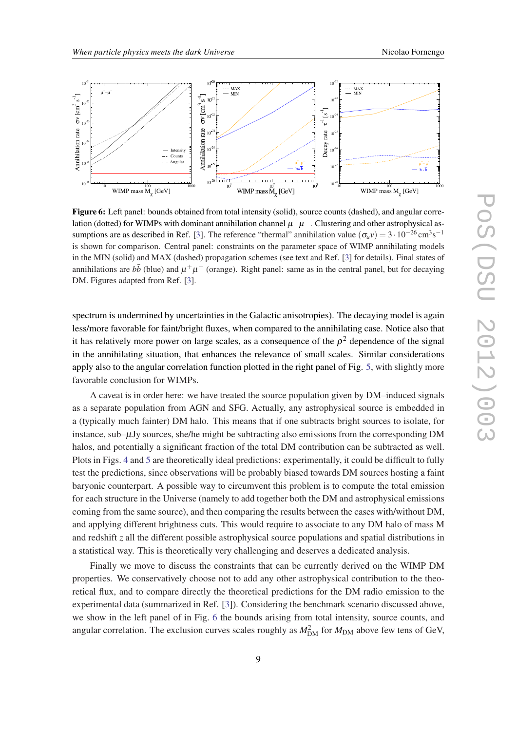**Figure 6:** Left panel: bounds obtained from total intensity (solid), source counts (dashed), and angular correlation (dotted) for WIMPs with dominant annihilation channel $\mu^+\mu^-$. Clustering and other astrophysical assumptions are as described in Ref. [3]. The reference "thermal" annihilation value $\langle\sigma_a v\rangle = 3\cdot 10^{-26}\,\mathrm{cm}^3\mathrm{s}^{-1}$ is shown for comparison. Central panel: constraints on the parameter space of WIMP annihilating models in the MIN (solid) and MAX (dashed) propagation schemes (see text and Ref. [3] for details). Final states of annihilations are $b\bar{b}$ (blue) and $\mu^+\mu^-$ (orange). Right panel: same as in the central panel, but for decaying DM. Figures adapted from Ref. [3].

spectrum is undermined by uncertainties in the Galactic anisotropies). The decaying model is again less/more favorable for faint/bright fluxes, when compared to the annihilating case. Notice also that it has relatively more power on large scales, as a consequence of the $\rho^2$ dependence of the signal in the annihilating situation, that enhances the relevance of small scales. Similar considerations apply also to the angular correlation function plotted in the right panel of Fig. 5, with slightly more favorable conclusion for WIMPs.

A caveat is in order here: we have treated the source population given by DM–induced signals as a separate population from AGN and SFG. Actually, any astrophysical source is embedded in a (typically much fainter) DM halo. This means that if one subtracts bright sources to isolate, for instance, sub–$\mu$Jy sources, she/he might be subtracting also emissions from the corresponding DM halos, and potentially a significant fraction of the total DM contribution can be subtracted as well. Plots in Figs. 4 and 5 are theoretically ideal predictions: experimentally, it could be difficult to fully test the predictions, since observations will be probably biased towards DM sources hosting a faint baryonic counterpart. A possible way to circumvent this problem is to compute the total emission for each structure in the Universe (namely to add together both the DM and astrophysical emissions coming from the same source), and then comparing the results between the cases with/without DM, and applying different brightness cuts. This would require to associate to any DM halo of mass M and redshift $z$ all the different possible astrophysical source populations and spatial distributions in a statistical way. This is theoretically very challenging and deserves a dedicated analysis.

Finally we move to discuss the constraints that can be currently derived on the WIMP DM properties. We conservatively choose not to add any other astrophysical contribution to the theoretical flux, and to compare directly the theoretical predictions for the DM radio emission to the experimental data (summarized in Ref. [3]). Considering the benchmark scenario discussed above, we show in the left panel of in Fig. 6 the bounds arising from total intensity, source counts, and angular correlation. The exclusion curves scales roughly as $M_{\mathrm{DM}}^2$ for $M_{\mathrm{DM}}$ above few tens of GeV,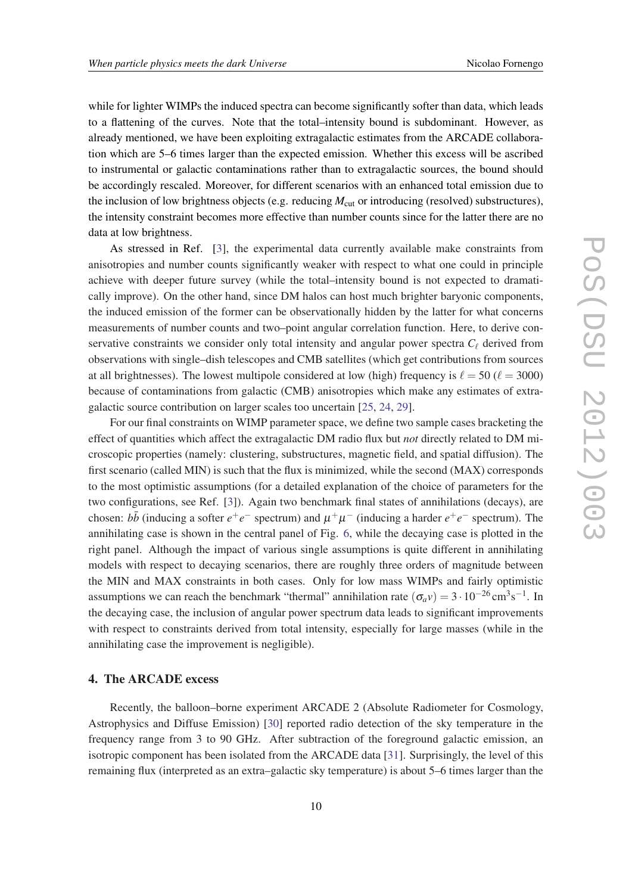while for lighter WIMPs the induced spectra can become significantly softer than data, which leads to a flattening of the curves. Note that the total–intensity bound is subdominant. However, as already mentioned, we have been exploiting extragalactic estimates from the ARCADE collaboration which are 5–6 times larger than the expected emission. Whether this excess will be ascribed to instrumental or galactic contaminations rather than to extragalactic sources, the bound should be accordingly rescaled. Moreover, for different scenarios with an enhanced total emission due to the inclusion of low brightness objects (e.g. reducing $M_{\rm cut}$ or introducing (resolved) substructures), the intensity constraint becomes more effective than number counts since for the latter there are no data at low brightness.

As stressed in Ref. [3], the experimental data currently available make constraints from anisotropies and number counts significantly weaker with respect to what one could in principle achieve with deeper future survey (while the total–intensity bound is not expected to dramatically improve). On the other hand, since DM halos can host much brighter baryonic components, the induced emission of the former can be observationally hidden by the latter for what concerns measurements of number counts and two–point angular correlation function. Here, to derive conservative constraints we consider only total intensity and angular power spectra $C_\ell$ derived from observations with single–dish telescopes and CMB satellites (which get contributions from sources at all brightnesses). The lowest multipole considered at low (high) frequency is $\ell = 50$ ($\ell = 3000$) because of contaminations from galactic (CMB) anisotropies which make any estimates of extragalactic source contribution on larger scales too uncertain [25, 24, 29].

For our final constraints on WIMP parameter space, we define two sample cases bracketing the effect of quantities which affect the extragalactic DM radio flux but *not* directly related to DM microscopic properties (namely: clustering, substructures, magnetic field, and spatial diffusion). The first scenario (called MIN) is such that the flux is minimized, while the second (MAX) corresponds to the most optimistic assumptions (for a detailed explanation of the choice of parameters for the two configurations, see Ref. [3]). Again two benchmark final states of annihilations (decays), are chosen: $b\bar{b}$ (inducing a softer $e^+e^-$ spectrum) and $\mu^+\mu^-$ (inducing a harder $e^+e^-$ spectrum). The annihilating case is shown in the central panel of Fig. 6, while the decaying case is plotted in the right panel. Although the impact of various single assumptions is quite different in annihilating models with respect to decaying scenarios, there are roughly three orders of magnitude between the MIN and MAX constraints in both cases. Only for low mass WIMPs and fairly optimistic assumptions we can reach the benchmark "thermal" annihilation rate $(\sigma_a v) = 3 \cdot 10^{-26}\,{\rm cm}^3{\rm s}^{-1}$. In the decaying case, the inclusion of angular power spectrum data leads to significant improvements with respect to constraints derived from total intensity, especially for large masses (while in the annihilating case the improvement is negligible).

## 4. The ARCADE excess

Recently, the balloon–borne experiment ARCADE 2 (Absolute Radiometer for Cosmology, Astrophysics and Diffuse Emission) [30] reported radio detection of the sky temperature in the frequency range from 3 to 90 GHz. After subtraction of the foreground galactic emission, an isotropic component has been isolated from the ARCADE data [31]. Surprisingly, the level of this remaining flux (interpreted as an extra–galactic sky temperature) is about 5–6 times larger than the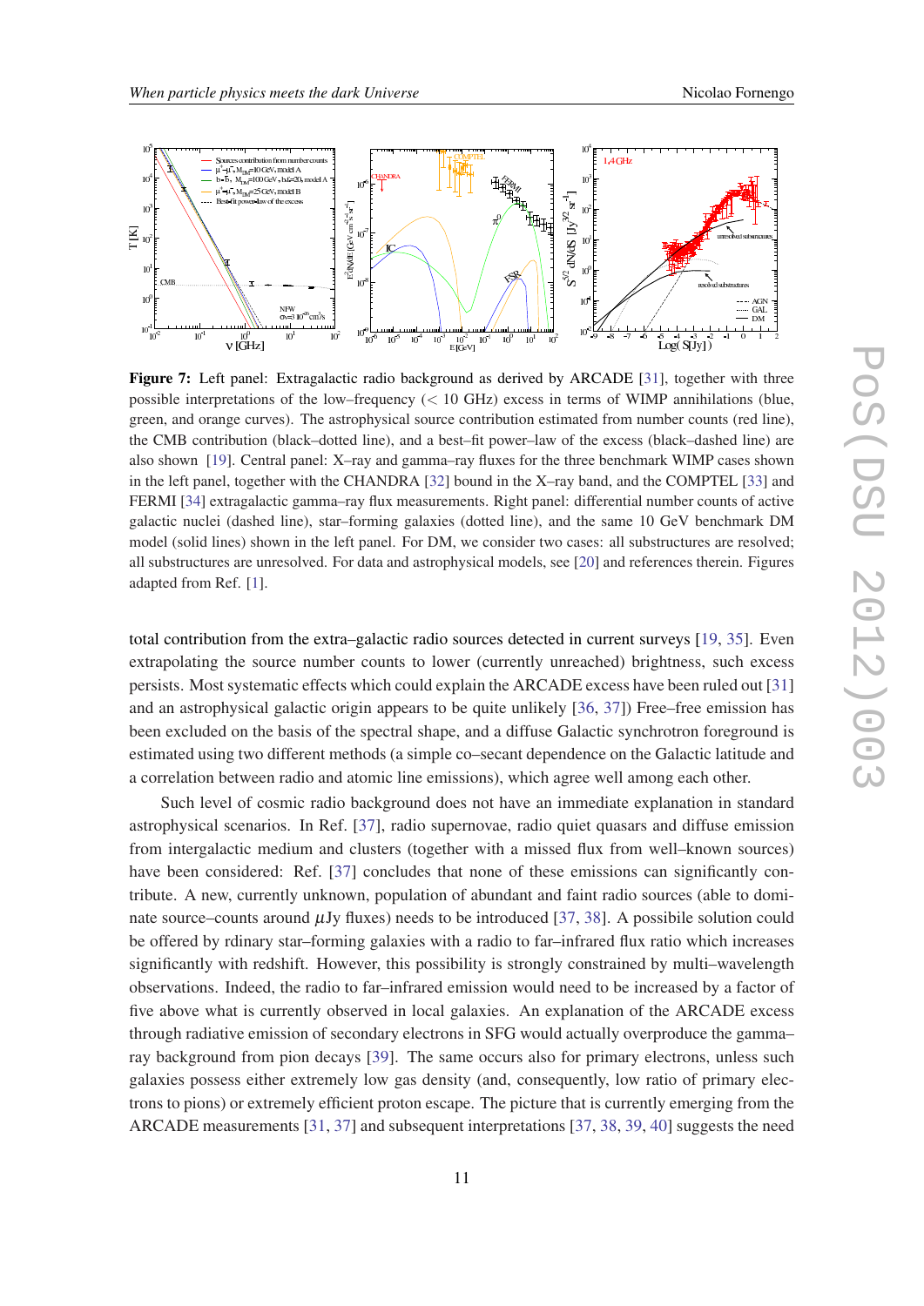**Figure 7:** Left panel: Extragalactic radio background as derived by ARCADE [31], together with three possible interpretations of the low–frequency ($< 10$ GHz) excess in terms of WIMP annihilations (blue, green, and orange curves). The astrophysical source contribution estimated from number counts (red line), the CMB contribution (black–dotted line), and a best–fit power–law of the excess (black–dashed line) are also shown [19]. Central panel: X–ray and gamma–ray fluxes for the three benchmark WIMP cases shown in the left panel, together with the CHANDRA [32] bound in the X–ray band, and the COMPTEL [33] and FERMI [34] extragalactic gamma–ray flux measurements. Right panel: differential number counts of active galactic nuclei (dashed line), star–forming galaxies (dotted line), and the same 10 GeV benchmark DM model (solid lines) shown in the left panel. For DM, we consider two cases: all substructures are resolved; all substructures are unresolved. For data and astrophysical models, see [20] and references therein. Figures adapted from Ref. [1].

total contribution from the extra–galactic radio sources detected in current surveys [19, 35]. Even extrapolating the source number counts to lower (currently unreached) brightness, such excess persists. Most systematic effects which could explain the ARCADE excess have been ruled out [31] and an astrophysical galactic origin appears to be quite unlikely [36, 37]) Free–free emission has been excluded on the basis of the spectral shape, and a diffuse Galactic synchrotron foreground is estimated using two different methods (a simple co–secant dependence on the Galactic latitude and a correlation between radio and atomic line emissions), which agree well among each other.

Such level of cosmic radio background does not have an immediate explanation in standard astrophysical scenarios. In Ref. [37], radio supernovae, radio quiet quasars and diffuse emission from intergalactic medium and clusters (together with a missed flux from well–known sources) have been considered: Ref. [37] concludes that none of these emissions can significantly contribute. A new, currently unknown, population of abundant and faint radio sources (able to dominate source–counts around $\mu$Jy fluxes) needs to be introduced [37, 38]. A possibile solution could be offered by rdinary star–forming galaxies with a radio to far–infrared flux ratio which increases significantly with redshift. However, this possibility is strongly constrained by multi–wavelength observations. Indeed, the radio to far–infrared emission would need to be increased by a factor of five above what is currently observed in local galaxies. An explanation of the ARCADE excess through radiative emission of secondary electrons in SFG would actually overproduce the gamma–ray background from pion decays [39]. The same occurs also for primary electrons, unless such galaxies possess either extremely low gas density (and, consequently, low ratio of primary electrons to pions) or extremely efficient proton escape. The picture that is currently emerging from the ARCADE measurements [31, 37] and subsequent interpretations [37, 38, 39, 40] suggests the need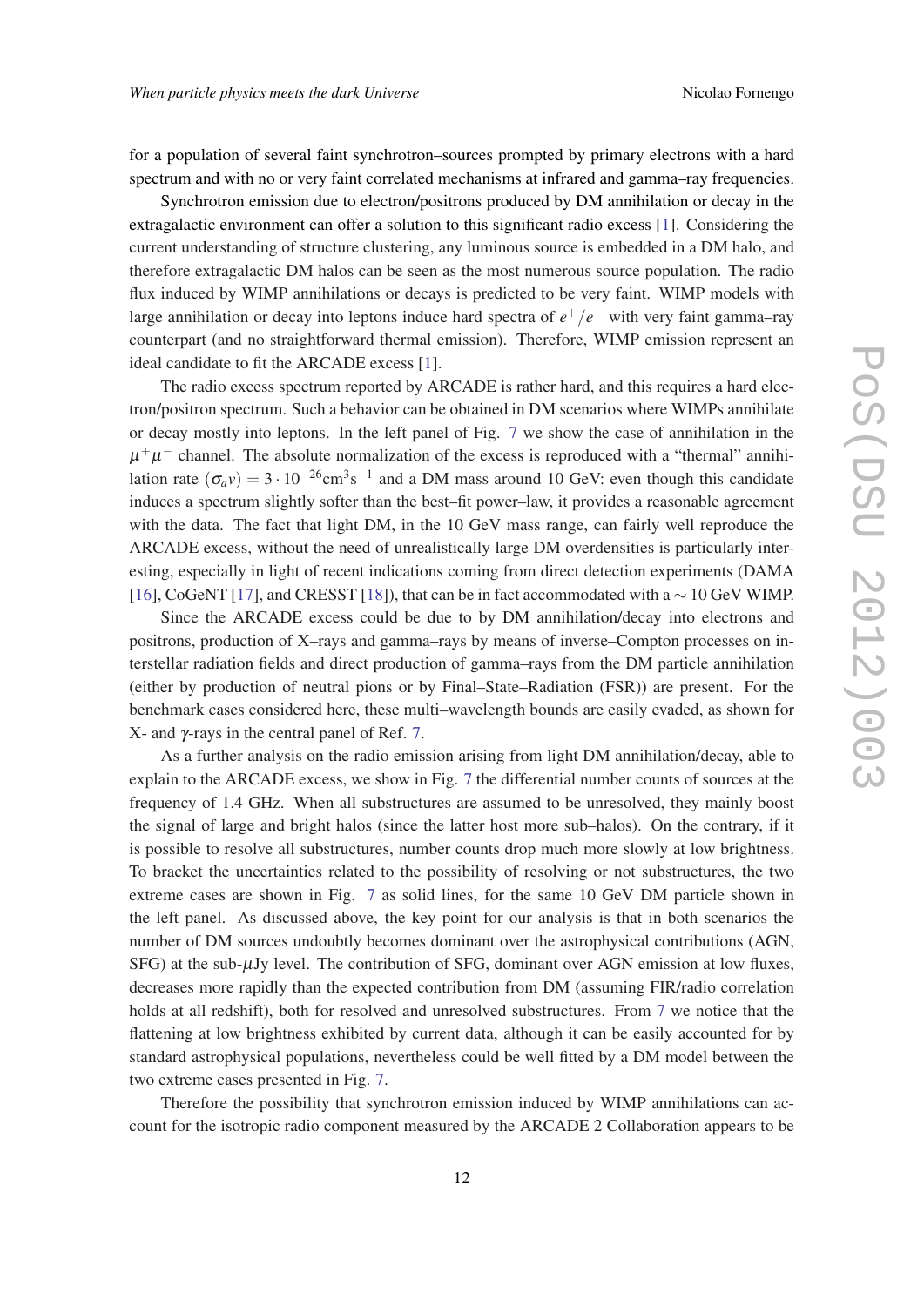for a population of several faint synchrotron–sources prompted by primary electrons with a hard spectrum and with no or very faint correlated mechanisms at infrared and gamma–ray frequencies.

Synchrotron emission due to electron/positrons produced by DM annihilation or decay in the extragalactic environment can offer a solution to this significant radio excess [1]. Considering the current understanding of structure clustering, any luminous source is embedded in a DM halo, and therefore extragalactic DM halos can be seen as the most numerous source population. The radio flux induced by WIMP annihilations or decays is predicted to be very faint. WIMP models with large annihilation or decay into leptons induce hard spectra of $e^+/e^-$ with very faint gamma–ray counterpart (and no straightforward thermal emission). Therefore, WIMP emission represent an ideal candidate to fit the ARCADE excess [1].

The radio excess spectrum reported by ARCADE is rather hard, and this requires a hard electron/positron spectrum. Such a behavior can be obtained in DM scenarios where WIMPs annihilate or decay mostly into leptons. In the left panel of Fig. 7 we show the case of annihilation in the $\mu^+\mu^-$ channel. The absolute normalization of the excess is reproduced with a "thermal" annihilation rate $(\sigma_a v) = 3 \cdot 10^{-26}\mathrm{cm}^3\mathrm{s}^{-1}$ and a DM mass around 10 GeV: even though this candidate induces a spectrum slightly softer than the best–fit power–law, it provides a reasonable agreement with the data. The fact that light DM, in the 10 GeV mass range, can fairly well reproduce the ARCADE excess, without the need of unrealistically large DM overdensities is particularly interesting, especially in light of recent indications coming from direct detection experiments (DAMA [16], CoGeNT [17], and CRESST [18]), that can be in fact accommodated with a $\sim 10$ GeV WIMP.

Since the ARCADE excess could be due to by DM annihilation/decay into electrons and positrons, production of X–rays and gamma–rays by means of inverse–Compton processes on interstellar radiation fields and direct production of gamma–rays from the DM particle annihilation (either by production of neutral pions or by Final–State–Radiation (FSR)) are present. For the benchmark cases considered here, these multi–wavelength bounds are easily evaded, as shown for X- and $\gamma$-rays in the central panel of Ref. 7.

As a further analysis on the radio emission arising from light DM annihilation/decay, able to explain to the ARCADE excess, we show in Fig. 7 the differential number counts of sources at the frequency of 1.4 GHz. When all substructures are assumed to be unresolved, they mainly boost the signal of large and bright halos (since the latter host more sub–halos). On the contrary, if it is possible to resolve all substructures, number counts drop much more slowly at low brightness. To bracket the uncertainties related to the possibility of resolving or not substructures, the two extreme cases are shown in Fig. 7 as solid lines, for the same 10 GeV DM particle shown in the left panel. As discussed above, the key point for our analysis is that in both scenarios the number of DM sources undoubtly becomes dominant over the astrophysical contributions (AGN, SFG) at the sub-$\mu$Jy level. The contribution of SFG, dominant over AGN emission at low fluxes, decreases more rapidly than the expected contribution from DM (assuming FIR/radio correlation holds at all redshift), both for resolved and unresolved substructures. From 7 we notice that the flattening at low brightness exhibited by current data, although it can be easily accounted for by standard astrophysical populations, nevertheless could be well fitted by a DM model between the two extreme cases presented in Fig. 7.

Therefore the possibility that synchrotron emission induced by WIMP annihilations can account for the isotropic radio component measured by the ARCADE 2 Collaboration appears to be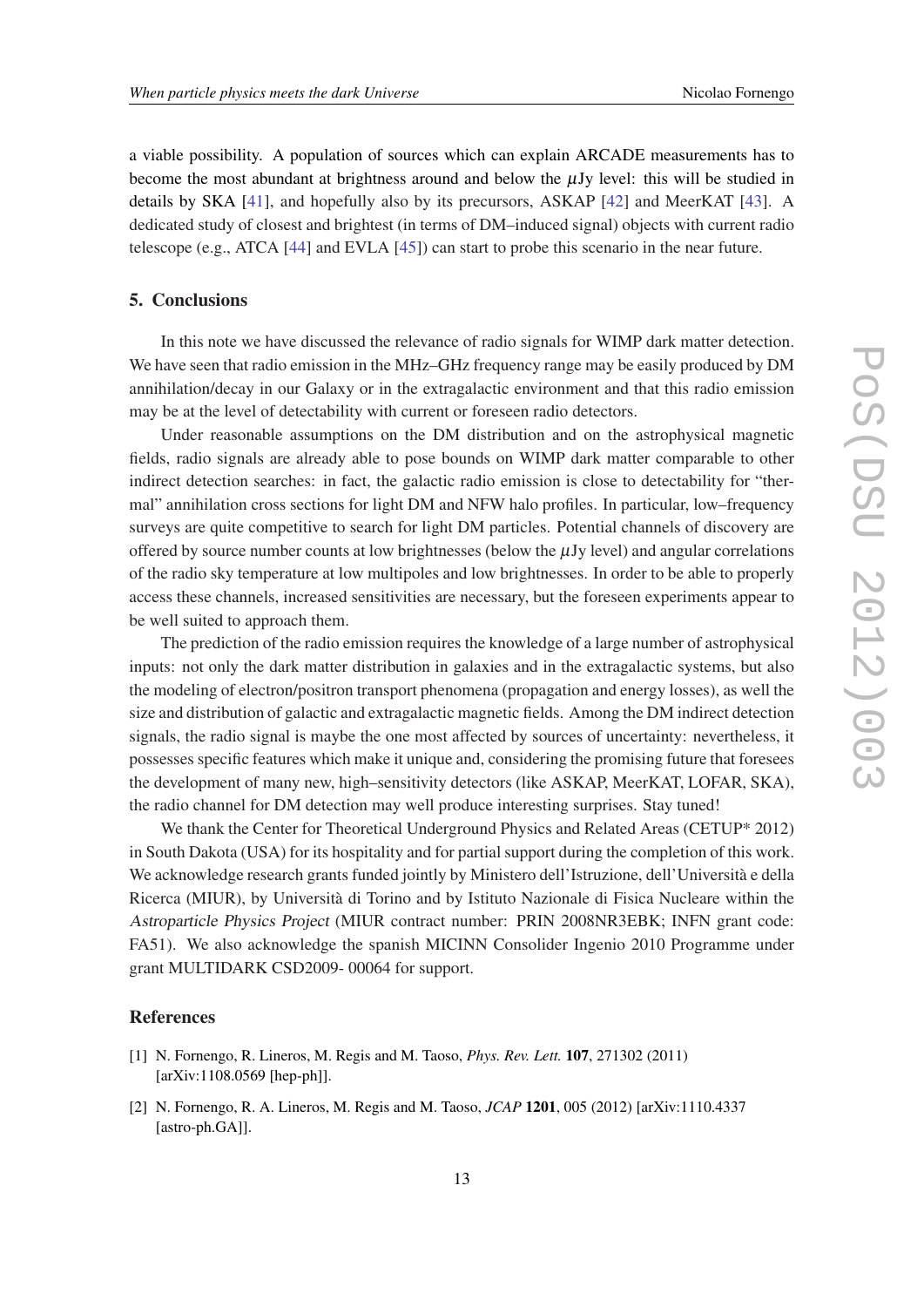a viable possibility. A population of sources which can explain ARCADE measurements has to become the most abundant at brightness around and below the $\mu$Jy level: this will be studied in details by SKA [41], and hopefully also by its precursors, ASKAP [42] and MeerKAT [43]. A dedicated study of closest and brightest (in terms of DM–induced signal) objects with current radio telescope (e.g., ATCA [44] and EVLA [45]) can start to probe this scenario in the near future.

## 5. Conclusions

In this note we have discussed the relevance of radio signals for WIMP dark matter detection. We have seen that radio emission in the MHz–GHz frequency range may be easily produced by DM annihilation/decay in our Galaxy or in the extragalactic environment and that this radio emission may be at the level of detectability with current or foreseen radio detectors.

Under reasonable assumptions on the DM distribution and on the astrophysical magnetic fields, radio signals are already able to pose bounds on WIMP dark matter comparable to other indirect detection searches: in fact, the galactic radio emission is close to detectability for "thermal" annihilation cross sections for light DM and NFW halo profiles. In particular, low–frequency surveys are quite competitive to search for light DM particles. Potential channels of discovery are offered by source number counts at low brightnesses (below the $\mu$Jy level) and angular correlations of the radio sky temperature at low multipoles and low brightnesses. In order to be able to properly access these channels, increased sensitivities are necessary, but the foreseen experiments appear to be well suited to approach them.

The prediction of the radio emission requires the knowledge of a large number of astrophysical inputs: not only the dark matter distribution in galaxies and in the extragalactic systems, but also the modeling of electron/positron transport phenomena (propagation and energy losses), as well the size and distribution of galactic and extragalactic magnetic fields. Among the DM indirect detection signals, the radio signal is maybe the one most affected by sources of uncertainty: nevertheless, it possesses specific features which make it unique and, considering the promising future that foresees the development of many new, high–sensitivity detectors (like ASKAP, MeerKAT, LOFAR, SKA), the radio channel for DM detection may well produce interesting surprises. Stay tuned!

We thank the Center for Theoretical Underground Physics and Related Areas (CETUP* 2012) in South Dakota (USA) for its hospitality and for partial support during the completion of this work. We acknowledge research grants funded jointly by Ministero dell'Istruzione, dell'Università e della Ricerca (MIUR), by Università di Torino and by Istituto Nazionale di Fisica Nucleare within the *Astroparticle Physics Project* (MIUR contract number: PRIN 2008NR3EBK; INFN grant code: FA51). We also acknowledge the spanish MICINN Consolider Ingenio 2010 Programme under grant MULTIDARK CSD2009- 00064 for support.

## References

[1] N. Fornengo, R. Lineros, M. Regis and M. Taoso, *Phys. Rev. Lett.* **107**, 271302 (2011) [arXiv:1108.0569 [hep-ph]].

[2] N. Fornengo, R. A. Lineros, M. Regis and M. Taoso, *JCAP* **1201**, 005 (2012) [arXiv:1110.4337 [astro-ph.GA]].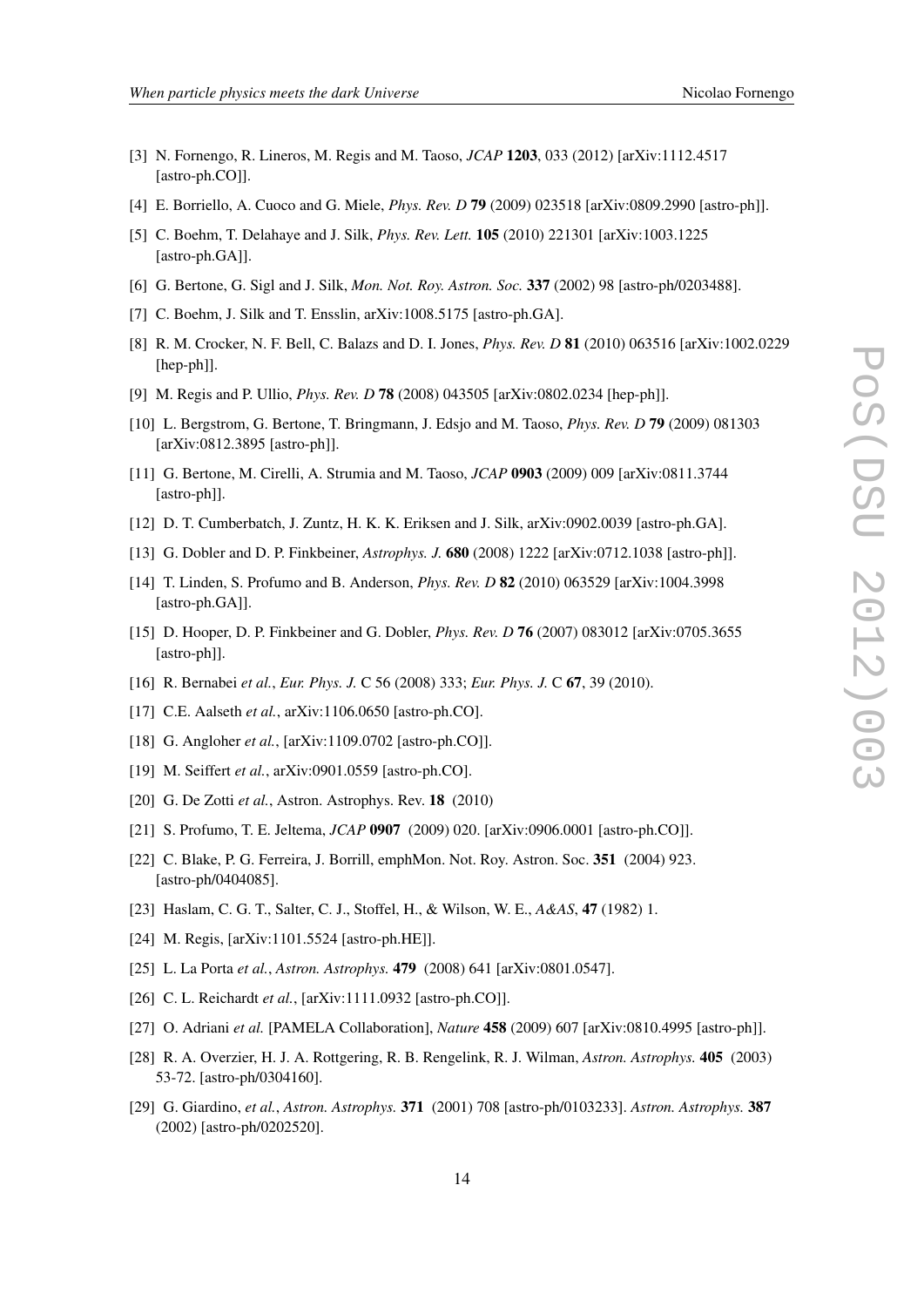[3] N. Fornengo, R. Lineros, M. Regis and M. Taoso, *JCAP* **1203**, 033 (2012) [arXiv:1112.4517 [astro-ph.CO]].

[4] E. Borriello, A. Cuoco and G. Miele, *Phys. Rev. D* **79** (2009) 023518 [arXiv:0809.2990 [astro-ph]].

[5] C. Boehm, T. Delahaye and J. Silk, *Phys. Rev. Lett.* **105** (2010) 221301 [arXiv:1003.1225 [astro-ph.GA]].

[6] G. Bertone, G. Sigl and J. Silk, *Mon. Not. Roy. Astron. Soc.* **337** (2002) 98 [astro-ph/0203488].

[7] C. Boehm, J. Silk and T. Ensslin, arXiv:1008.5175 [astro-ph.GA].

[8] R. M. Crocker, N. F. Bell, C. Balazs and D. I. Jones, *Phys. Rev. D* **81** (2010) 063516 [arXiv:1002.0229 [hep-ph]].

[9] M. Regis and P. Ullio, *Phys. Rev. D* **78** (2008) 043505 [arXiv:0802.0234 [hep-ph]].

[10] L. Bergstrom, G. Bertone, T. Bringmann, J. Edsjo and M. Taoso, *Phys. Rev. D* **79** (2009) 081303 [arXiv:0812.3895 [astro-ph]].

[11] G. Bertone, M. Cirelli, A. Strumia and M. Taoso, *JCAP* **0903** (2009) 009 [arXiv:0811.3744 [astro-ph]].

[12] D. T. Cumberbatch, J. Zuntz, H. K. K. Eriksen and J. Silk, arXiv:0902.0039 [astro-ph.GA].

[13] G. Dobler and D. P. Finkbeiner, *Astrophys. J.* **680** (2008) 1222 [arXiv:0712.1038 [astro-ph]].

[14] T. Linden, S. Profumo and B. Anderson, *Phys. Rev. D* **82** (2010) 063529 [arXiv:1004.3998 [astro-ph.GA]].

[15] D. Hooper, D. P. Finkbeiner and G. Dobler, *Phys. Rev. D* **76** (2007) 083012 [arXiv:0705.3655 [astro-ph]].

[16] R. Bernabei *et al.*, *Eur. Phys. J.* C 56 (2008) 333; *Eur. Phys. J.* C **67**, 39 (2010).

[17] C.E. Aalseth *et al.*, arXiv:1106.0650 [astro-ph.CO].

[18] G. Angloher *et al.*, [arXiv:1109.0702 [astro-ph.CO]].

[19] M. Seiffert *et al.*, arXiv:0901.0559 [astro-ph.CO].

[20] G. De Zotti *et al.*, Astron. Astrophys. Rev. **18** (2010)

[21] S. Profumo, T. E. Jeltema, *JCAP* **0907** (2009) 020. [arXiv:0906.0001 [astro-ph.CO]].

[22] C. Blake, P. G. Ferreira, J. Borrill, emphMon. Not. Roy. Astron. Soc. **351** (2004) 923. [astro-ph/0404085].

[23] Haslam, C. G. T., Salter, C. J., Stoffel, H., & Wilson, W. E., *A&AS*, **47** (1982) 1.

[24] M. Regis, [arXiv:1101.5524 [astro-ph.HE]].

[25] L. La Porta *et al.*, *Astron. Astrophys.* **479** (2008) 641 [arXiv:0801.0547].

[26] C. L. Reichardt *et al.*, [arXiv:1111.0932 [astro-ph.CO]].

[27] O. Adriani *et al.* [PAMELA Collaboration], *Nature* **458** (2009) 607 [arXiv:0810.4995 [astro-ph]].

[28] R. A. Overzier, H. J. A. Rottgering, R. B. Rengelink, R. J. Wilman, *Astron. Astrophys.* **405** (2003) 53-72. [astro-ph/0304160].

[29] G. Giardino, *et al.*, *Astron. Astrophys.* **371** (2001) 708 [astro-ph/0103233]. *Astron. Astrophys.* **387** (2002) [astro-ph/0202520].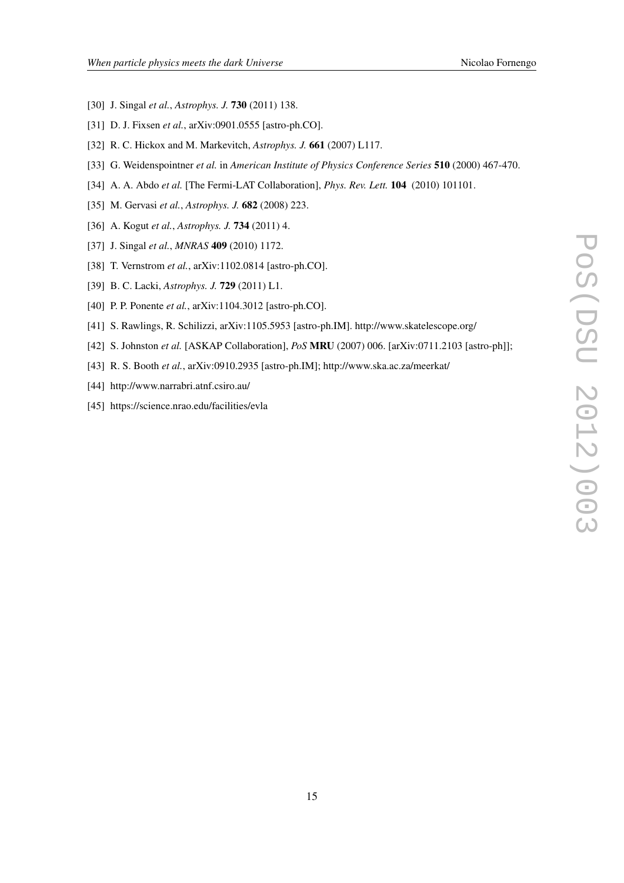[30] J. Singal *et al.*, *Astrophys. J.* **730** (2011) 138.

[31] D. J. Fixsen *et al.*, arXiv:0901.0555 [astro-ph.CO].

[32] R. C. Hickox and M. Markevitch, *Astrophys. J.* **661** (2007) L117.

[33] G. Weidenspointner *et al.* in *American Institute of Physics Conference Series* **510** (2000) 467-470.

[34] A. A. Abdo *et al.* [The Fermi-LAT Collaboration], *Phys. Rev. Lett.* **104** (2010) 101101.

[35] M. Gervasi *et al.*, *Astrophys. J.* **682** (2008) 223.

[36] A. Kogut *et al.*, *Astrophys. J.* **734** (2011) 4.

[37] J. Singal *et al.*, *MNRAS* **409** (2010) 1172.

[38] T. Vernstrom *et al.*, arXiv:1102.0814 [astro-ph.CO].

[39] B. C. Lacki, *Astrophys. J.* **729** (2011) L1.

[40] P. P. Ponente *et al.*, arXiv:1104.3012 [astro-ph.CO].

[41] S. Rawlings, R. Schilizzi, arXiv:1105.5953 [astro-ph.IM]. http://www.skatelescope.org/

[42] S. Johnston *et al.* [ASKAP Collaboration], *PoS* **MRU** (2007) 006. [arXiv:0711.2103 [astro-ph]];

[43] R. S. Booth *et al.*, arXiv:0910.2935 [astro-ph.IM]; http://www.ska.ac.za/meerkat/

[44] http://www.narrabri.atnf.csiro.au/

[45] https://science.nrao.edu/facilities/evla